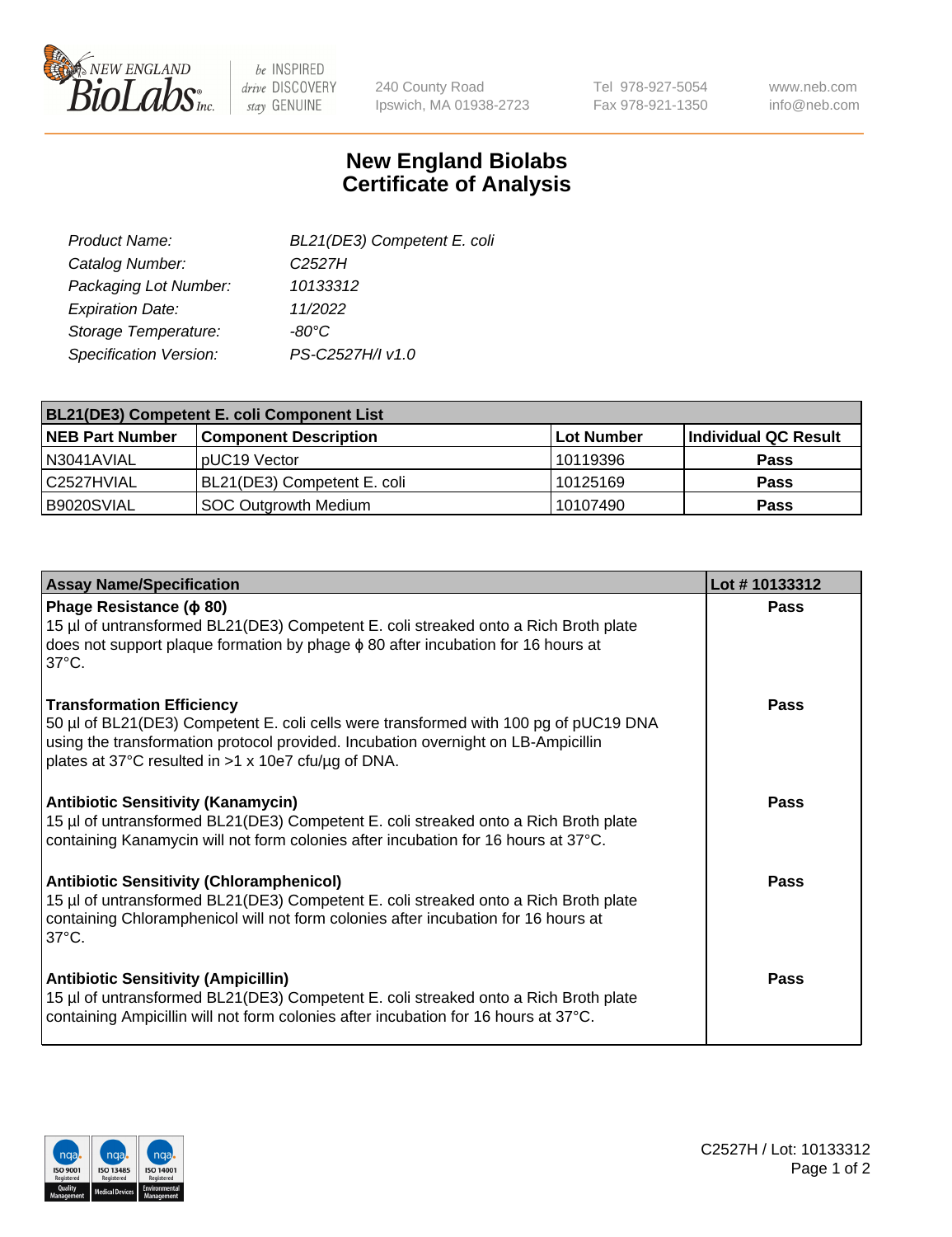New England BioLabs Inc. — be INSPIRED drive DISCOVERY stay GENUINE

240 County Road
Ipswich, MA 01938-2723

Tel 978-927-5054
Fax 978-921-1350

www.neb.com
info@neb.com

# New England Biolabs Certificate of Analysis

| | |
|---|---|
| *Product Name:* | *BL21(DE3) Competent E. coli* |
| *Catalog Number:* | *C2527H* |
| *Packaging Lot Number:* | *10133312* |
| *Expiration Date:* | *11/2022* |
| *Storage Temperature:* | *-80°C* |
| *Specification Version:* | *PS-C2527H/I v1.0* |

| **BL21(DE3) Competent E. coli Component List** | | | |
|---|---|---|---|
| **NEB Part Number** | **Component Description** | **Lot Number** | **Individual QC Result** |
| N3041AVIAL | pUC19 Vector | 10119396 | **Pass** |
| C2527HVIAL | BL21(DE3) Competent E. coli | 10125169 | **Pass** |
| B9020SVIAL | SOC Outgrowth Medium | 10107490 | **Pass** |

| **Assay Name/Specification** | **Lot # 10133312** |
|---|---|
| **Phage Resistance (ϕ 80)** 15 µl of untransformed BL21(DE3) Competent E. coli streaked onto a Rich Broth plate does not support plaque formation by phage ϕ 80 after incubation for 16 hours at 37°C. | **Pass** |
| **Transformation Efficiency** 50 µl of BL21(DE3) Competent E. coli cells were transformed with 100 pg of pUC19 DNA using the transformation protocol provided. Incubation overnight on LB-Ampicillin plates at 37°C resulted in >1 x 10e7 cfu/µg of DNA. | **Pass** |
| **Antibiotic Sensitivity (Kanamycin)** 15 µl of untransformed BL21(DE3) Competent E. coli streaked onto a Rich Broth plate containing Kanamycin will not form colonies after incubation for 16 hours at 37°C. | **Pass** |
| **Antibiotic Sensitivity (Chloramphenicol)** 15 µl of untransformed BL21(DE3) Competent E. coli streaked onto a Rich Broth plate containing Chloramphenicol will not form colonies after incubation for 16 hours at 37°C. | **Pass** |
| **Antibiotic Sensitivity (Ampicillin)** 15 µl of untransformed BL21(DE3) Competent E. coli streaked onto a Rich Broth plate containing Ampicillin will not form colonies after incubation for 16 hours at 37°C. | **Pass** |

C2527H / Lot: 10133312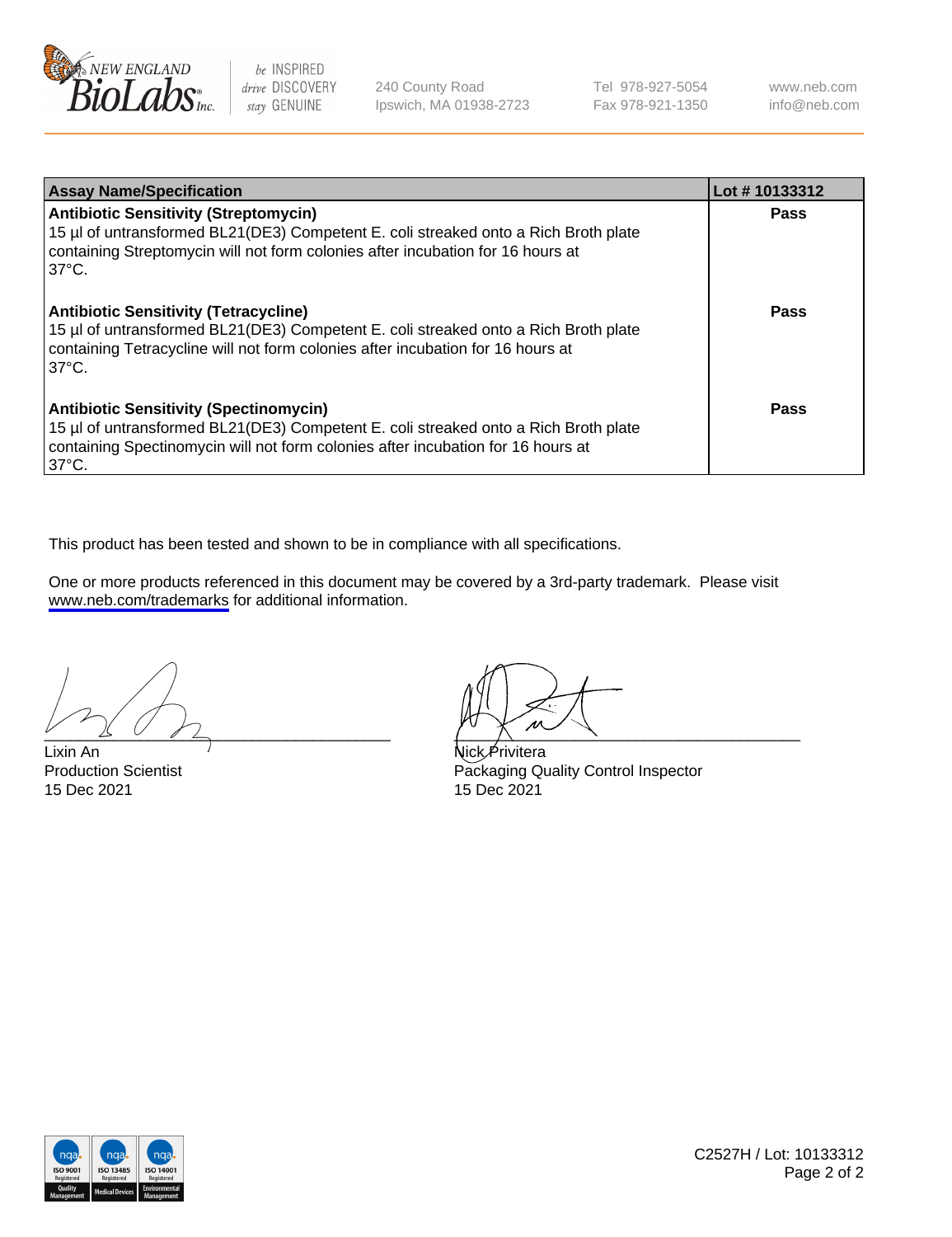| Assay Name/Specification | Lot # 10133312 |
|---|---|
| **Antibiotic Sensitivity (Streptomycin)**<br>15 µl of untransformed BL21(DE3) Competent E. coli streaked onto a Rich Broth plate containing Streptomycin will not form colonies after incubation for 16 hours at 37°C. | **Pass** |
| **Antibiotic Sensitivity (Tetracycline)**<br>15 µl of untransformed BL21(DE3) Competent E. coli streaked onto a Rich Broth plate containing Tetracycline will not form colonies after incubation for 16 hours at 37°C. | **Pass** |
| **Antibiotic Sensitivity (Spectinomycin)**<br>15 µl of untransformed BL21(DE3) Competent E. coli streaked onto a Rich Broth plate containing Spectinomycin will not form colonies after incubation for 16 hours at 37°C. | **Pass** |

This product has been tested and shown to be in compliance with all specifications.

One or more products referenced in this document may be covered by a 3rd-party trademark. Please visit www.neb.com/trademarks for additional information.

Lixin An
Production Scientist
15 Dec 2021

Nick Privitera
Packaging Quality Control Inspector
15 Dec 2021

C2527H / Lot: 10133312